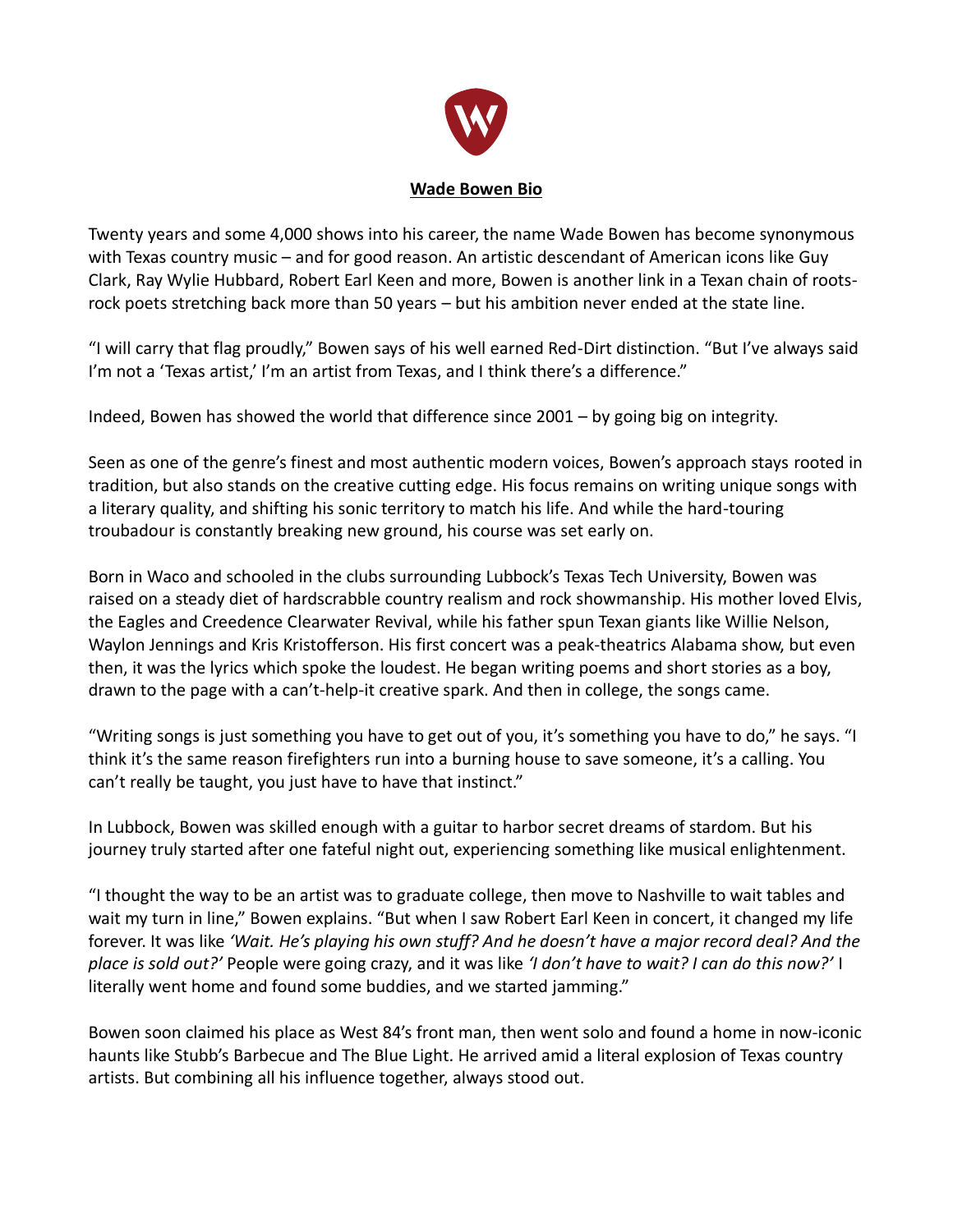# **Wade Bowen Bio**

Twenty years and some 4,000 shows into his career, the name Wade Bowen has become synonymous with Texas country music – and for good reason. An artistic descendant of American icons like Guy Clark, Ray Wylie Hubbard, Robert Earl Keen and more, Bowen is another link in a Texan chain of roots-rock poets stretching back more than 50 years – but his ambition never ended at the state line.

"I will carry that flag proudly," Bowen says of his well earned Red-Dirt distinction. "But I've always said I'm not a 'Texas artist,' I'm an artist from Texas, and I think there's a difference."

Indeed, Bowen has showed the world that difference since 2001 – by going big on integrity.

Seen as one of the genre's finest and most authentic modern voices, Bowen's approach stays rooted in tradition, but also stands on the creative cutting edge. His focus remains on writing unique songs with a literary quality, and shifting his sonic territory to match his life. And while the hard-touring troubadour is constantly breaking new ground, his course was set early on.

Born in Waco and schooled in the clubs surrounding Lubbock's Texas Tech University, Bowen was raised on a steady diet of hardscrabble country realism and rock showmanship. His mother loved Elvis, the Eagles and Creedence Clearwater Revival, while his father spun Texan giants like Willie Nelson, Waylon Jennings and Kris Kristofferson. His first concert was a peak-theatrics Alabama show, but even then, it was the lyrics which spoke the loudest. He began writing poems and short stories as a boy, drawn to the page with a can't-help-it creative spark. And then in college, the songs came.

"Writing songs is just something you have to get out of you, it's something you have to do," he says. "I think it's the same reason firefighters run into a burning house to save someone, it's a calling. You can't really be taught, you just have to have that instinct."

In Lubbock, Bowen was skilled enough with a guitar to harbor secret dreams of stardom. But his journey truly started after one fateful night out, experiencing something like musical enlightenment.

"I thought the way to be an artist was to graduate college, then move to Nashville to wait tables and wait my turn in line," Bowen explains. "But when I saw Robert Earl Keen in concert, it changed my life forever. It was like *'Wait. He's playing his own stuff? And he doesn't have a major record deal? And the place is sold out?'* People were going crazy, and it was like *'I don't have to wait? I can do this now?'* I literally went home and found some buddies, and we started jamming."

Bowen soon claimed his place as West 84's front man, then went solo and found a home in now-iconic haunts like Stubb's Barbecue and The Blue Light. He arrived amid a literal explosion of Texas country artists. But combining all his influence together, always stood out.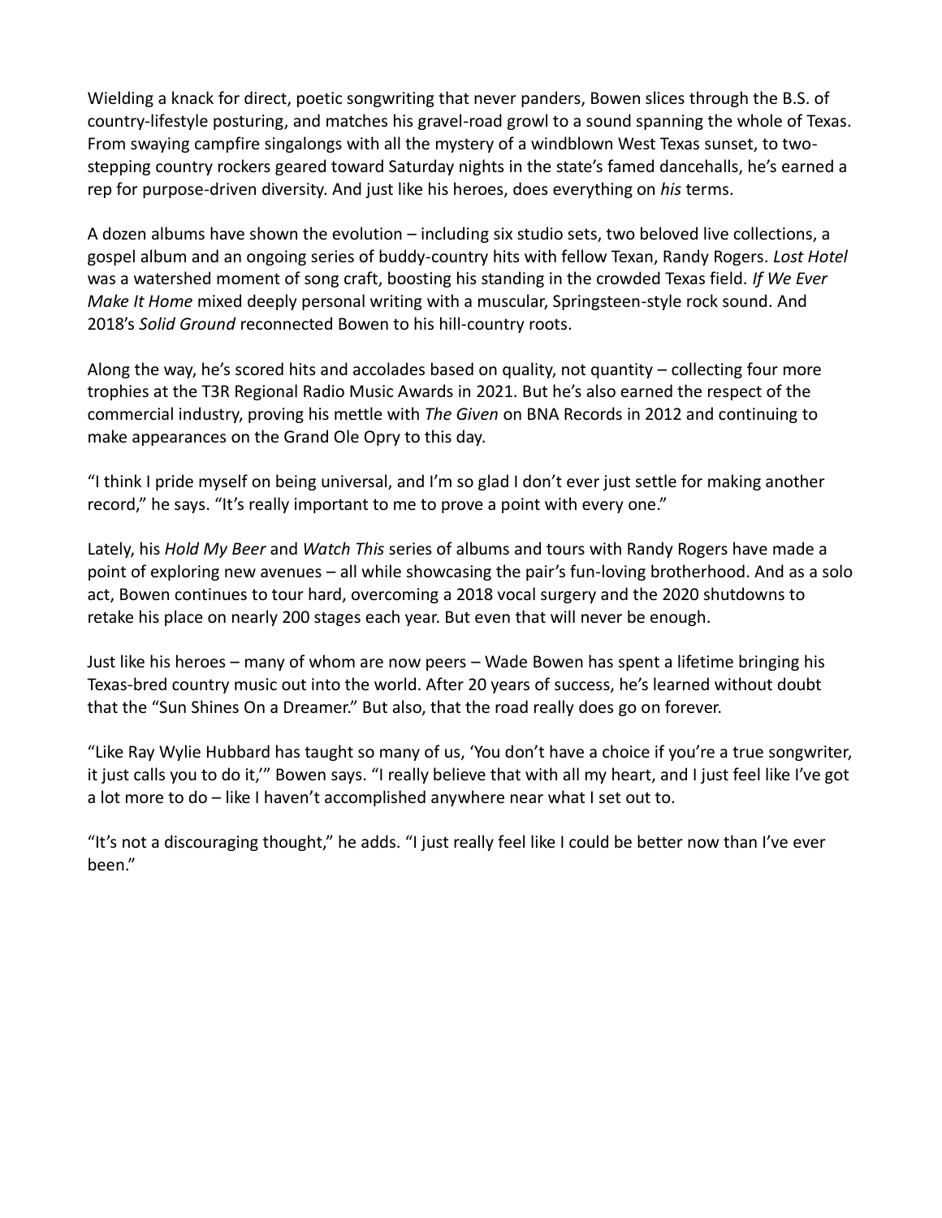Wielding a knack for direct, poetic songwriting that never panders, Bowen slices through the B.S. of country-lifestyle posturing, and matches his gravel-road growl to a sound spanning the whole of Texas. From swaying campfire singalongs with all the mystery of a windblown West Texas sunset, to two-stepping country rockers geared toward Saturday nights in the state's famed dancehalls, he's earned a rep for purpose-driven diversity. And just like his heroes, does everything on *his* terms.

A dozen albums have shown the evolution – including six studio sets, two beloved live collections, a gospel album and an ongoing series of buddy-country hits with fellow Texan, Randy Rogers. *Lost Hotel* was a watershed moment of song craft, boosting his standing in the crowded Texas field. *If We Ever Make It Home* mixed deeply personal writing with a muscular, Springsteen-style rock sound. And 2018's *Solid Ground* reconnected Bowen to his hill-country roots.

Along the way, he's scored hits and accolades based on quality, not quantity – collecting four more trophies at the T3R Regional Radio Music Awards in 2021. But he's also earned the respect of the commercial industry, proving his mettle with *The Given* on BNA Records in 2012 and continuing to make appearances on the Grand Ole Opry to this day.

"I think I pride myself on being universal, and I'm so glad I don't ever just settle for making another record," he says. "It's really important to me to prove a point with every one."

Lately, his *Hold My Beer* and *Watch This* series of albums and tours with Randy Rogers have made a point of exploring new avenues – all while showcasing the pair's fun-loving brotherhood. And as a solo act, Bowen continues to tour hard, overcoming a 2018 vocal surgery and the 2020 shutdowns to retake his place on nearly 200 stages each year. But even that will never be enough.

Just like his heroes – many of whom are now peers – Wade Bowen has spent a lifetime bringing his Texas-bred country music out into the world. After 20 years of success, he's learned without doubt that the "Sun Shines On a Dreamer." But also, that the road really does go on forever.

"Like Ray Wylie Hubbard has taught so many of us, 'You don't have a choice if you're a true songwriter, it just calls you to do it,'" Bowen says. "I really believe that with all my heart, and I just feel like I've got a lot more to do – like I haven't accomplished anywhere near what I set out to.

"It's not a discouraging thought," he adds. "I just really feel like I could be better now than I've ever been."